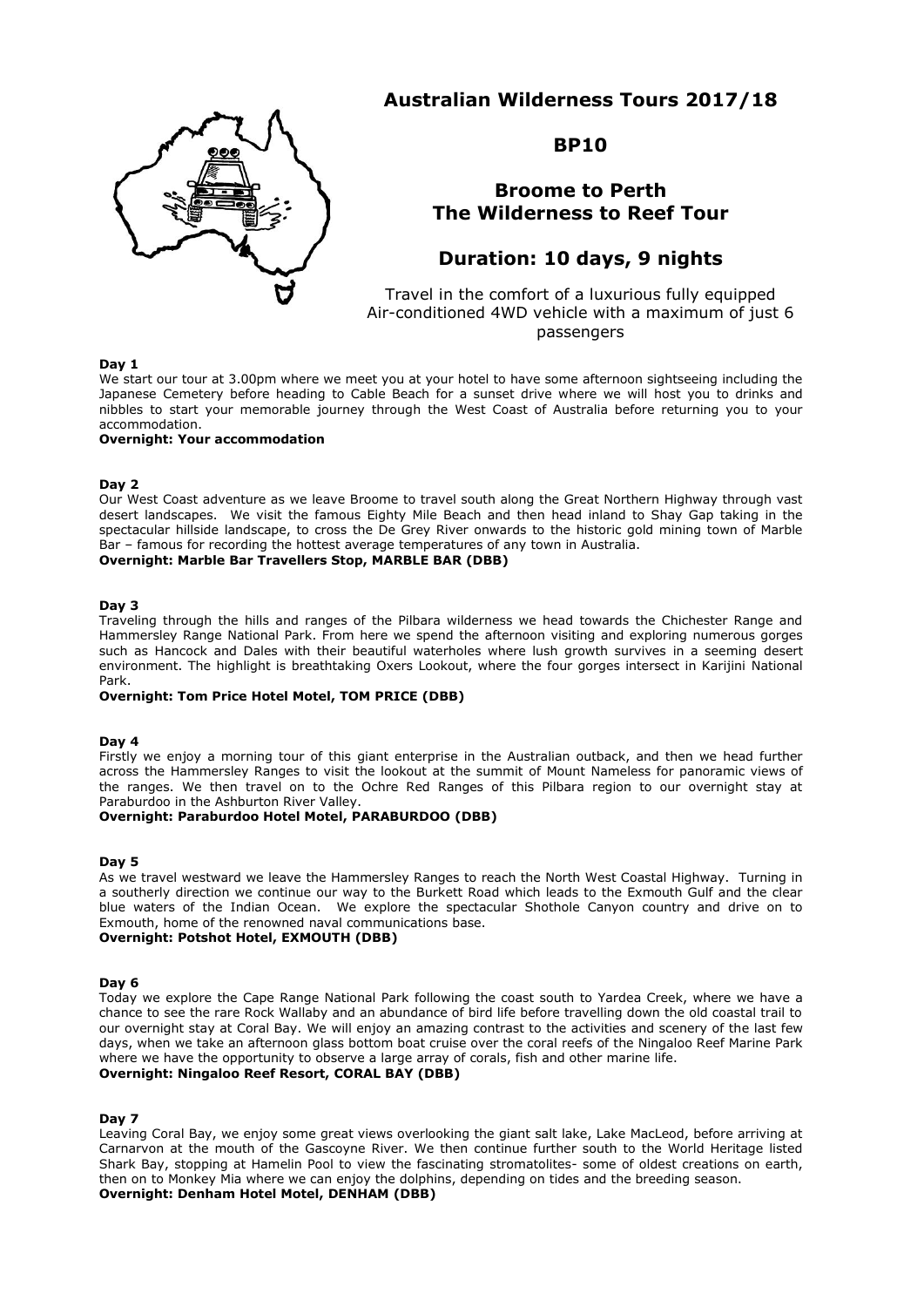# Australian Wilderness Tours 2017/18

## BP10

## Broome to Perth
## The Wilderness to Reef Tour

## Duration: 10 days, 9 nights

Travel in the comfort of a luxurious fully equipped Air-conditioned 4WD vehicle with a maximum of just 6 passengers

**Day 1**

We start our tour at 3.00pm where we meet you at your hotel to have some afternoon sightseeing including the Japanese Cemetery before heading to Cable Beach for a sunset drive where we will host you to drinks and nibbles to start your memorable journey through the West Coast of Australia before returning you to your accommodation.

**Overnight: Your accommodation**

**Day 2**

Our West Coast adventure as we leave Broome to travel south along the Great Northern Highway through vast desert landscapes. We visit the famous Eighty Mile Beach and then head inland to Shay Gap taking in the spectacular hillside landscape, to cross the De Grey River onwards to the historic gold mining town of Marble Bar – famous for recording the hottest average temperatures of any town in Australia.

**Overnight: Marble Bar Travellers Stop, MARBLE BAR (DBB)**

**Day 3**

Traveling through the hills and ranges of the Pilbara wilderness we head towards the Chichester Range and Hammersley Range National Park. From here we spend the afternoon visiting and exploring numerous gorges such as Hancock and Dales with their beautiful waterholes where lush growth survives in a seeming desert environment. The highlight is breathtaking Oxers Lookout, where the four gorges intersect in Karijini National Park.

**Overnight: Tom Price Hotel Motel, TOM PRICE (DBB)**

**Day 4**

Firstly we enjoy a morning tour of this giant enterprise in the Australian outback, and then we head further across the Hammersley Ranges to visit the lookout at the summit of Mount Nameless for panoramic views of the ranges. We then travel on to the Ochre Red Ranges of this Pilbara region to our overnight stay at Paraburdoo in the Ashburton River Valley.

**Overnight: Paraburdoo Hotel Motel, PARABURDOO (DBB)**

**Day 5**

As we travel westward we leave the Hammersley Ranges to reach the North West Coastal Highway. Turning in a southerly direction we continue our way to the Burkett Road which leads to the Exmouth Gulf and the clear blue waters of the Indian Ocean. We explore the spectacular Shothole Canyon country and drive on to Exmouth, home of the renowned naval communications base.

**Overnight: Potshot Hotel, EXMOUTH (DBB)**

**Day 6**

Today we explore the Cape Range National Park following the coast south to Yardea Creek, where we have a chance to see the rare Rock Wallaby and an abundance of bird life before travelling down the old coastal trail to our overnight stay at Coral Bay. We will enjoy an amazing contrast to the activities and scenery of the last few days, when we take an afternoon glass bottom boat cruise over the coral reefs of the Ningaloo Reef Marine Park where we have the opportunity to observe a large array of corals, fish and other marine life.

**Overnight: Ningaloo Reef Resort, CORAL BAY (DBB)**

**Day 7**

Leaving Coral Bay, we enjoy some great views overlooking the giant salt lake, Lake MacLeod, before arriving at Carnarvon at the mouth of the Gascoyne River. We then continue further south to the World Heritage listed Shark Bay, stopping at Hamelin Pool to view the fascinating stromatolites- some of oldest creations on earth, then on to Monkey Mia where we can enjoy the dolphins, depending on tides and the breeding season.

**Overnight: Denham Hotel Motel, DENHAM (DBB)**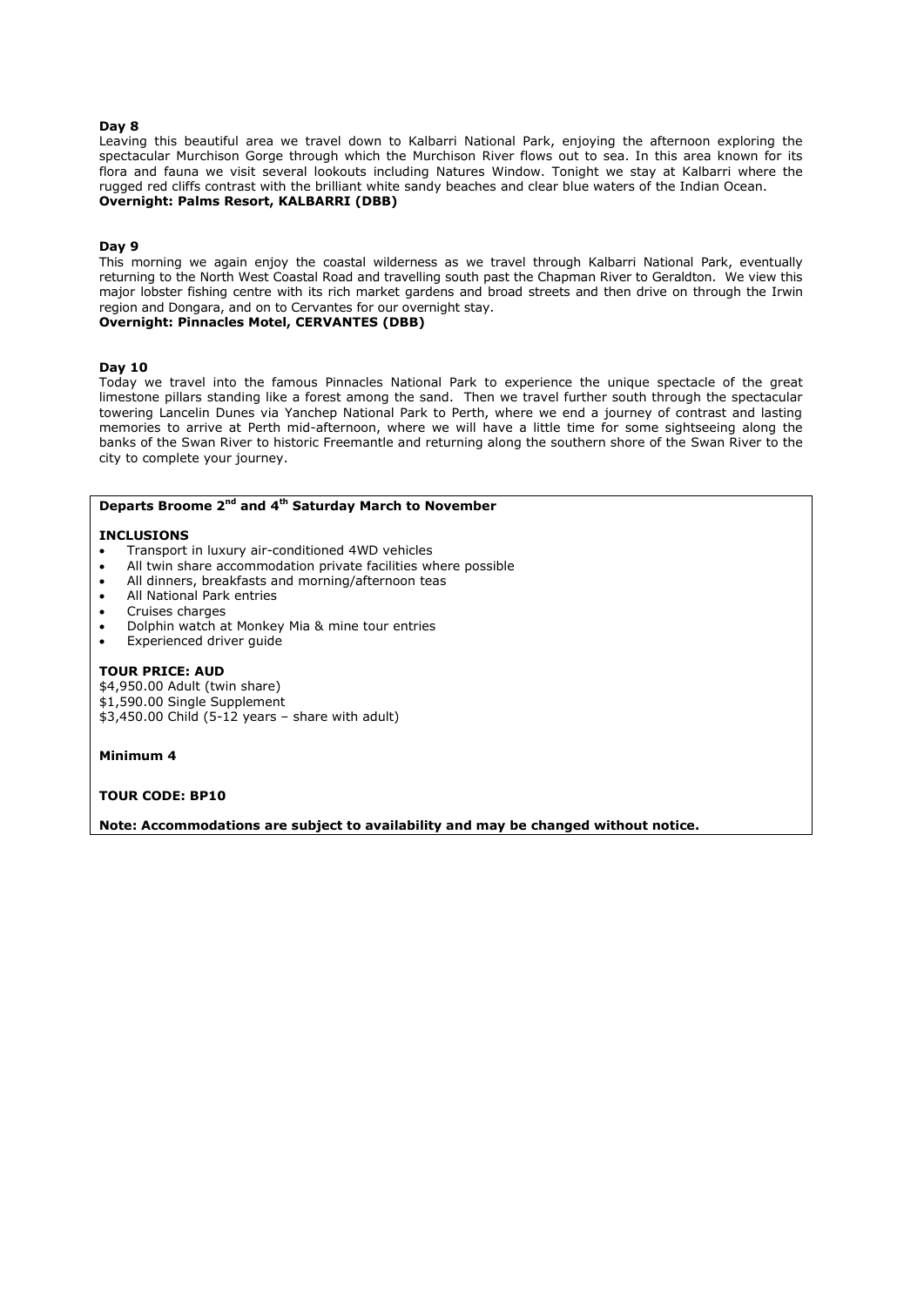**Day 8**

Leaving this beautiful area we travel down to Kalbarri National Park, enjoying the afternoon exploring the spectacular Murchison Gorge through which the Murchison River flows out to sea. In this area known for its flora and fauna we visit several lookouts including Natures Window. Tonight we stay at Kalbarri where the rugged red cliffs contrast with the brilliant white sandy beaches and clear blue waters of the Indian Ocean.

**Overnight: Palms Resort, KALBARRI (DBB)**

**Day 9**

This morning we again enjoy the coastal wilderness as we travel through Kalbarri National Park, eventually returning to the North West Coastal Road and travelling south past the Chapman River to Geraldton. We view this major lobster fishing centre with its rich market gardens and broad streets and then drive on through the Irwin region and Dongara, and on to Cervantes for our overnight stay.

**Overnight: Pinnacles Motel, CERVANTES (DBB)**

**Day 10**

Today we travel into the famous Pinnacles National Park to experience the unique spectacle of the great limestone pillars standing like a forest among the sand. Then we travel further south through the spectacular towering Lancelin Dunes via Yanchep National Park to Perth, where we end a journey of contrast and lasting memories to arrive at Perth mid-afternoon, where we will have a little time for some sightseeing along the banks of the Swan River to historic Freemantle and returning along the southern shore of the Swan River to the city to complete your journey.

**Departs Broome 2nd and 4th Saturday March to November**

**INCLUSIONS**

- Transport in luxury air-conditioned 4WD vehicles
- All twin share accommodation private facilities where possible
- All dinners, breakfasts and morning/afternoon teas
- All National Park entries
- Cruises charges
- Dolphin watch at Monkey Mia & mine tour entries
- Experienced driver guide

**TOUR PRICE: AUD**

$4,950.00 Adult (twin share)
$1,590.00 Single Supplement
$3,450.00 Child (5-12 years – share with adult)

**Minimum 4**

**TOUR CODE: BP10**

**Note: Accommodations are subject to availability and may be changed without notice.**